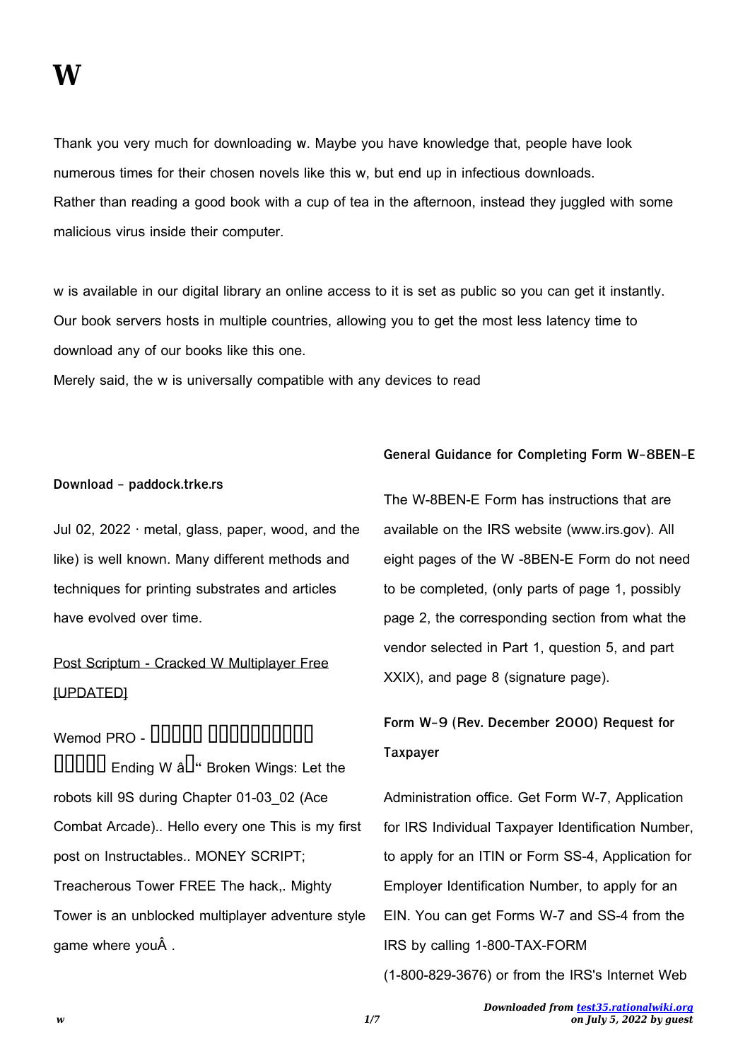# W

Thank you very much for downloading **w**. Maybe you have knowledge that, people have look numerous times for their chosen novels like this w, but end up in infectious downloads.
Rather than reading a good book with a cup of tea in the afternoon, instead they juggled with some malicious virus inside their computer.

w is available in our digital library an online access to it is set as public so you can get it instantly.
Our book servers hosts in multiple countries, allowing you to get the most less latency time to download any of our books like this one.
Merely said, the w is universally compatible with any devices to read

**Download - paddock.trke.rs**

Jul 02, 2022 · metal, glass, paper, wood, and the like) is well known. Many different methods and techniques for printing substrates and articles have evolved over time.

[Post Scriptum - Cracked W Multiplayer Free [UPDATED]]

Wemod PRO - ▯▯▯▯▯ ▯▯▯▯▯▯▯▯▯▯ ▯▯▯▯▯ Ending W â▯" Broken Wings: Let the robots kill 9S during Chapter 01-03_02 (Ace Combat Arcade).. Hello every one This is my first post on Instructables.. MONEY SCRIPT; Treacherous Tower FREE The hack,. Mighty Tower is an unblocked multiplayer adventure style game where youÂ .

**General Guidance for Completing Form W-8BEN-E**

The W-8BEN-E Form has instructions that are available on the IRS website (www.irs.gov). All eight pages of the W -8BEN-E Form do not need to be completed, (only parts of page 1, possibly page 2, the corresponding section from what the vendor selected in Part 1, question 5, and part XXIX), and page 8 (signature page).

**Form W-9 (Rev. December 2000) Request for Taxpayer**

Administration office. Get Form W-7, Application for IRS Individual Taxpayer Identification Number, to apply for an ITIN or Form SS-4, Application for Employer Identification Number, to apply for an EIN. You can get Forms W-7 and SS-4 from the IRS by calling 1-800-TAX-FORM (1-800-829-3676) or from the IRS's Internet Web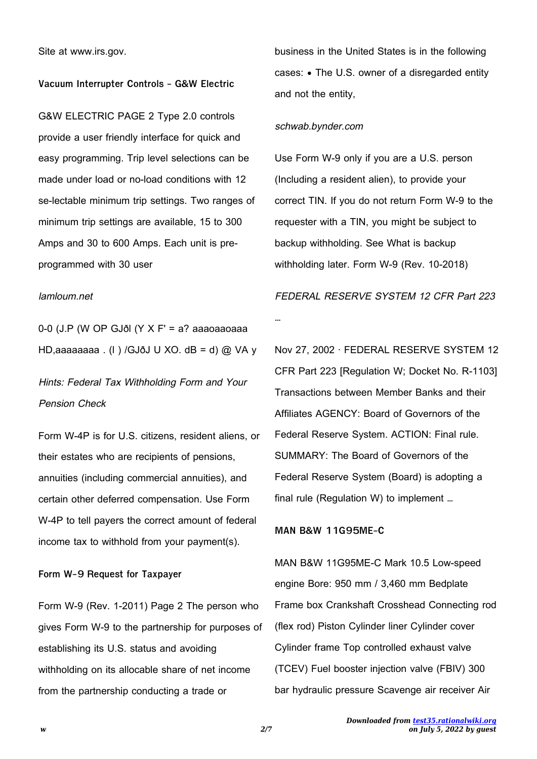Site at www.irs.gov.

**Vacuum Interrupter Controls - G&W Electric**

G&W ELECTRIC PAGE 2 Type 2.0 controls provide a user friendly interface for quick and easy programming. Trip level selections can be made under load or no-load conditions with 12 se-lectable minimum trip settings. Two ranges of minimum trip settings are available, 15 to 300 Amps and 30 to 600 Amps. Each unit is pre-programmed with 30 user

*lamloum.net*

0-0 (J.P (W OP GJðl (Y X F' = a? aaaoaaoaaa HD,aaaaaaaa . (l ) /GJðJ U XO. dB = d) @ VA y

*Hints: Federal Tax Withholding Form and Your Pension Check*

Form W-4P is for U.S. citizens, resident aliens, or their estates who are recipients of pensions, annuities (including commercial annuities), and certain other deferred compensation. Use Form W-4P to tell payers the correct amount of federal income tax to withhold from your payment(s).

**Form W-9 Request for Taxpayer**

Form W-9 (Rev. 1-2011) Page 2 The person who gives Form W-9 to the partnership for purposes of establishing its U.S. status and avoiding withholding on its allocable share of net income from the partnership conducting a trade or business in the United States is in the following cases: • The U.S. owner of a disregarded entity and not the entity,

*schwab.bynder.com*

Use Form W-9 only if you are a U.S. person (Including a resident alien), to provide your correct TIN. If you do not return Form W-9 to the requester with a TIN, you might be subject to backup withholding. See What is backup withholding later. Form W-9 (Rev. 10-2018)

*FEDERAL RESERVE SYSTEM 12 CFR Part 223 …*

Nov 27, 2002 · FEDERAL RESERVE SYSTEM 12 CFR Part 223 [Regulation W; Docket No. R-1103] Transactions between Member Banks and their Affiliates AGENCY: Board of Governors of the Federal Reserve System. ACTION: Final rule. SUMMARY: The Board of Governors of the Federal Reserve System (Board) is adopting a final rule (Regulation W) to implement …

**MAN B&W 11G95ME-C**

MAN B&W 11G95ME-C Mark 10.5 Low-speed engine Bore: 950 mm / 3,460 mm Bedplate Frame box Crankshaft Crosshead Connecting rod (flex rod) Piston Cylinder liner Cylinder cover Cylinder frame Top controlled exhaust valve (TCEV) Fuel booster injection valve (FBIV) 300 bar hydraulic pressure Scavenge air receiver Air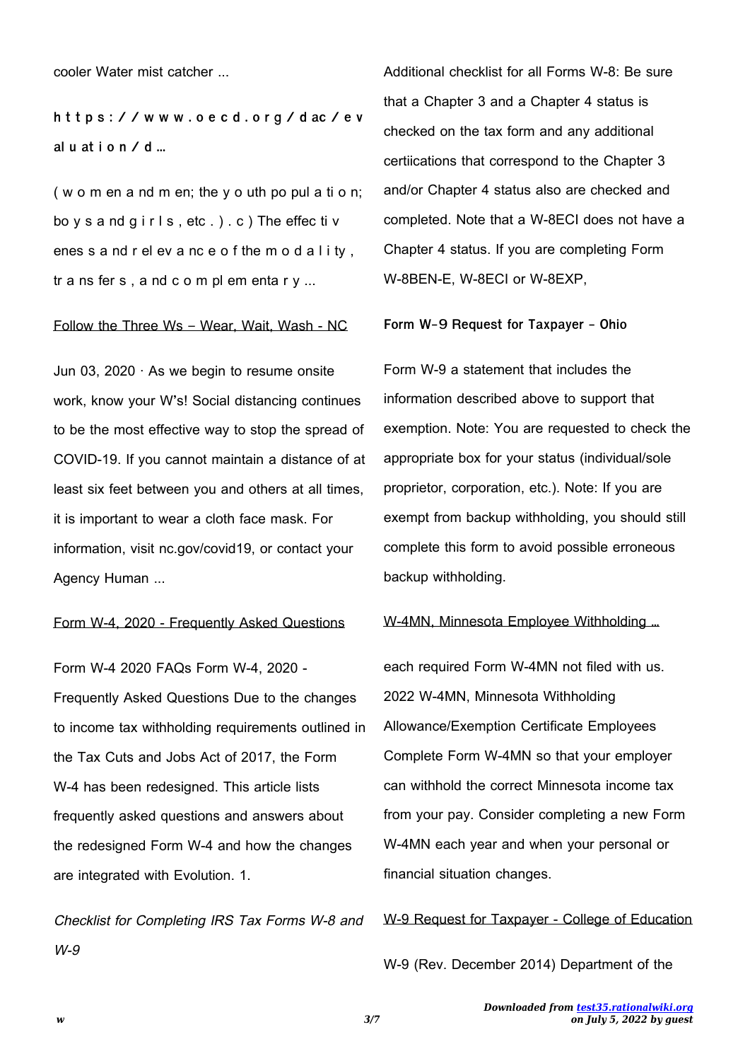cooler Water mist catcher ...

**h t t p s : / / w w w . o e c d . o r g / d ac / e v al u at i o n / d …**

( w o m en a nd m en; the y o uth po pul a ti o n; bo y s a nd g i r l s , etc . ) . c ) The effec ti v enes s a nd r el ev a nc e o f the m o d a l i ty , tr a ns fer s , a nd c o m pl em enta r y ...

Follow the Three Ws – Wear, Wait, Wash - NC

Jun 03, 2020 · As we begin to resume onsite work, know your W's! Social distancing continues to be the most effective way to stop the spread of COVID-19. If you cannot maintain a distance of at least six feet between you and others at all times, it is important to wear a cloth face mask. For information, visit nc.gov/covid19, or contact your Agency Human ...

Form W-4, 2020 - Frequently Asked Questions

Form W-4 2020 FAQs Form W-4, 2020 - Frequently Asked Questions Due to the changes to income tax withholding requirements outlined in the Tax Cuts and Jobs Act of 2017, the Form W-4 has been redesigned. This article lists frequently asked questions and answers about the redesigned Form W-4 and how the changes are integrated with Evolution. 1.

*Checklist for Completing IRS Tax Forms W-8 and W-9*

Additional checklist for all Forms W-8: Be sure that a Chapter 3 and a Chapter 4 status is checked on the tax form and any additional certiications that correspond to the Chapter 3 and/or Chapter 4 status also are checked and completed. Note that a W-8ECI does not have a Chapter 4 status. If you are completing Form W-8BEN-E, W-8ECI or W-8EXP,

**Form W-9 Request for Taxpayer - Ohio**

Form W-9 a statement that includes the information described above to support that exemption. Note: You are requested to check the appropriate box for your status (individual/sole proprietor, corporation, etc.). Note: If you are exempt from backup withholding, you should still complete this form to avoid possible erroneous backup withholding.

W-4MN, Minnesota Employee Withholding …

each required Form W-4MN not filed with us. 2022 W-4MN, Minnesota Withholding Allowance/Exemption Certificate Employees Complete Form W-4MN so that your employer can withhold the correct Minnesota income tax from your pay. Consider completing a new Form W-4MN each year and when your personal or financial situation changes.

W-9 Request for Taxpayer - College of Education

W-9 (Rev. December 2014) Department of the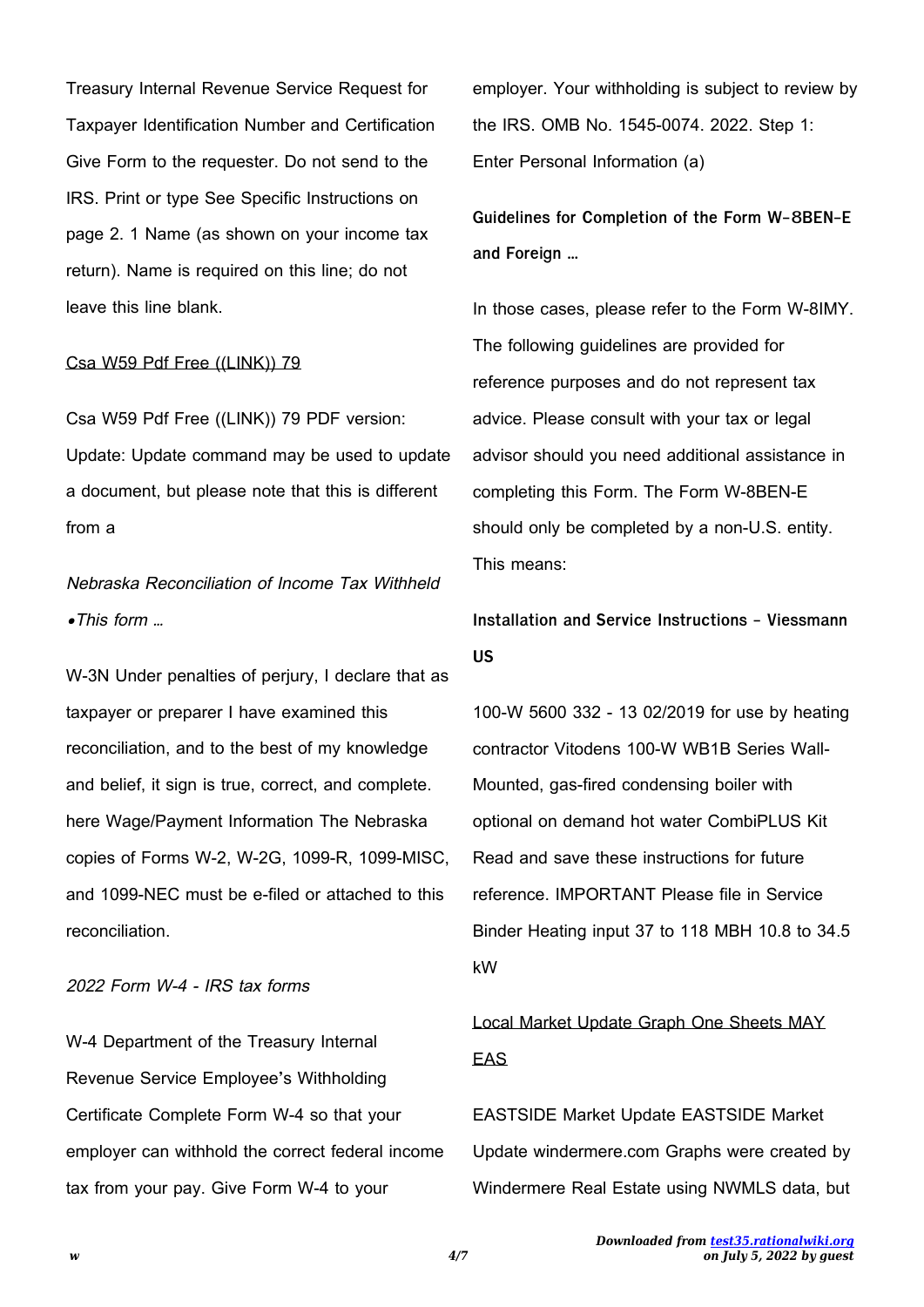Treasury Internal Revenue Service Request for Taxpayer Identification Number and Certification Give Form to the requester. Do not send to the IRS. Print or type See Specific Instructions on page 2. 1 Name (as shown on your income tax return). Name is required on this line; do not leave this line blank.

Csa W59 Pdf Free ((LINK)) 79

Csa W59 Pdf Free ((LINK)) 79 PDF version: Update: Update command may be used to update a document, but please note that this is different from a

*Nebraska Reconciliation of Income Tax Withheld •This form …*

W-3N Under penalties of perjury, I declare that as taxpayer or preparer I have examined this reconciliation, and to the best of my knowledge and belief, it sign is true, correct, and complete. here Wage/Payment Information The Nebraska copies of Forms W-2, W-2G, 1099-R, 1099-MISC, and 1099-NEC must be e-filed or attached to this reconciliation.

*2022 Form W-4 - IRS tax forms*

W-4 Department of the Treasury Internal Revenue Service Employee's Withholding Certificate Complete Form W-4 so that your employer can withhold the correct federal income tax from your pay. Give Form W-4 to your employer. Your withholding is subject to review by the IRS. OMB No. 1545-0074. 2022. Step 1: Enter Personal Information (a)

**Guidelines for Completion of the Form W-8BEN-E and Foreign …**

In those cases, please refer to the Form W-8IMY. The following guidelines are provided for reference purposes and do not represent tax advice. Please consult with your tax or legal advisor should you need additional assistance in completing this Form. The Form W-8BEN-E should only be completed by a non-U.S. entity. This means:

**Installation and Service Instructions - Viessmann US**

100-W 5600 332 - 13 02/2019 for use by heating contractor Vitodens 100-W WB1B Series Wall-Mounted, gas-fired condensing boiler with optional on demand hot water CombiPLUS Kit Read and save these instructions for future reference. IMPORTANT Please file in Service Binder Heating input 37 to 118 MBH 10.8 to 34.5 kW

Local Market Update Graph One Sheets MAY EAS

EASTSIDE Market Update EASTSIDE Market Update windermere.com Graphs were created by Windermere Real Estate using NWMLS data, but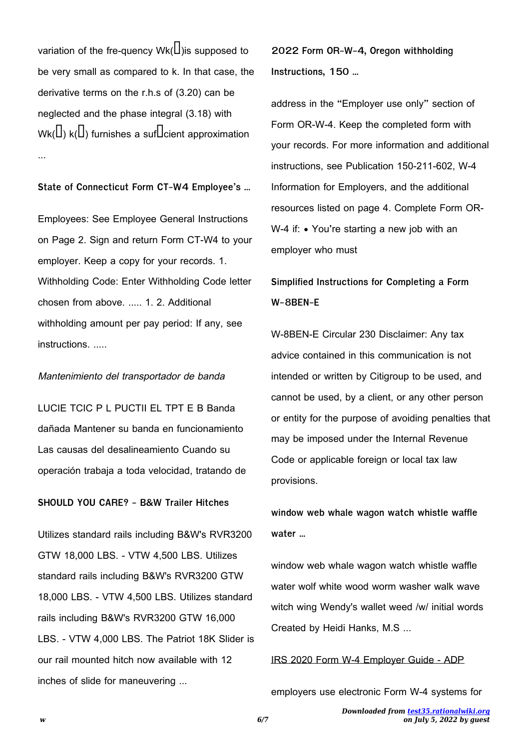variation of the fre-quency Wk(□)is supposed to be very small as compared to k. In that case, the derivative terms on the r.h.s of (3.20) can be neglected and the phase integral (3.18) with Wk(□) k(□) furnishes a suf□cient approximation ...

### State of Connecticut Form CT-W4 Employee's …

Employees: See Employee General Instructions on Page 2. Sign and return Form CT-W4 to your employer. Keep a copy for your records. 1. Withholding Code: Enter Withholding Code letter chosen from above. ..... 1. 2. Additional withholding amount per pay period: If any, see instructions. .....

### *Mantenimiento del transportador de banda*

LUCIE TCIC P L PUCTII EL TPT E B Banda dañada Mantener su banda en funcionamiento Las causas del desalineamiento Cuando su operación trabaja a toda velocidad, tratando de

### SHOULD YOU CARE? - B&W Trailer Hitches

Utilizes standard rails including B&W's RVR3200 GTW 18,000 LBS. - VTW 4,500 LBS. Utilizes standard rails including B&W's RVR3200 GTW 18,000 LBS. - VTW 4,500 LBS. Utilizes standard rails including B&W's RVR3200 GTW 16,000 LBS. - VTW 4,000 LBS. The Patriot 18K Slider is our rail mounted hitch now available with 12 inches of slide for maneuvering ...

### 2022 Form OR-W-4, Oregon withholding Instructions, 150 …

address in the "Employer use only" section of Form OR-W-4. Keep the completed form with your records. For more information and additional instructions, see Publication 150-211-602, W-4 Information for Employers, and the additional resources listed on page 4. Complete Form OR-W-4 if: • You're starting a new job with an employer who must

### Simplified Instructions for Completing a Form W-8BEN-E

W-8BEN-E Circular 230 Disclaimer: Any tax advice contained in this communication is not intended or written by Citigroup to be used, and cannot be used, by a client, or any other person or entity for the purpose of avoiding penalties that may be imposed under the Internal Revenue Code or applicable foreign or local tax law provisions.

### window web whale wagon watch whistle waffle water …

window web whale wagon watch whistle waffle water wolf white wood worm washer walk wave witch wing Wendy's wallet weed /w/ initial words Created by Heidi Hanks, M.S ...

### IRS 2020 Form W-4 Employer Guide - ADP

employers use electronic Form W-4 systems for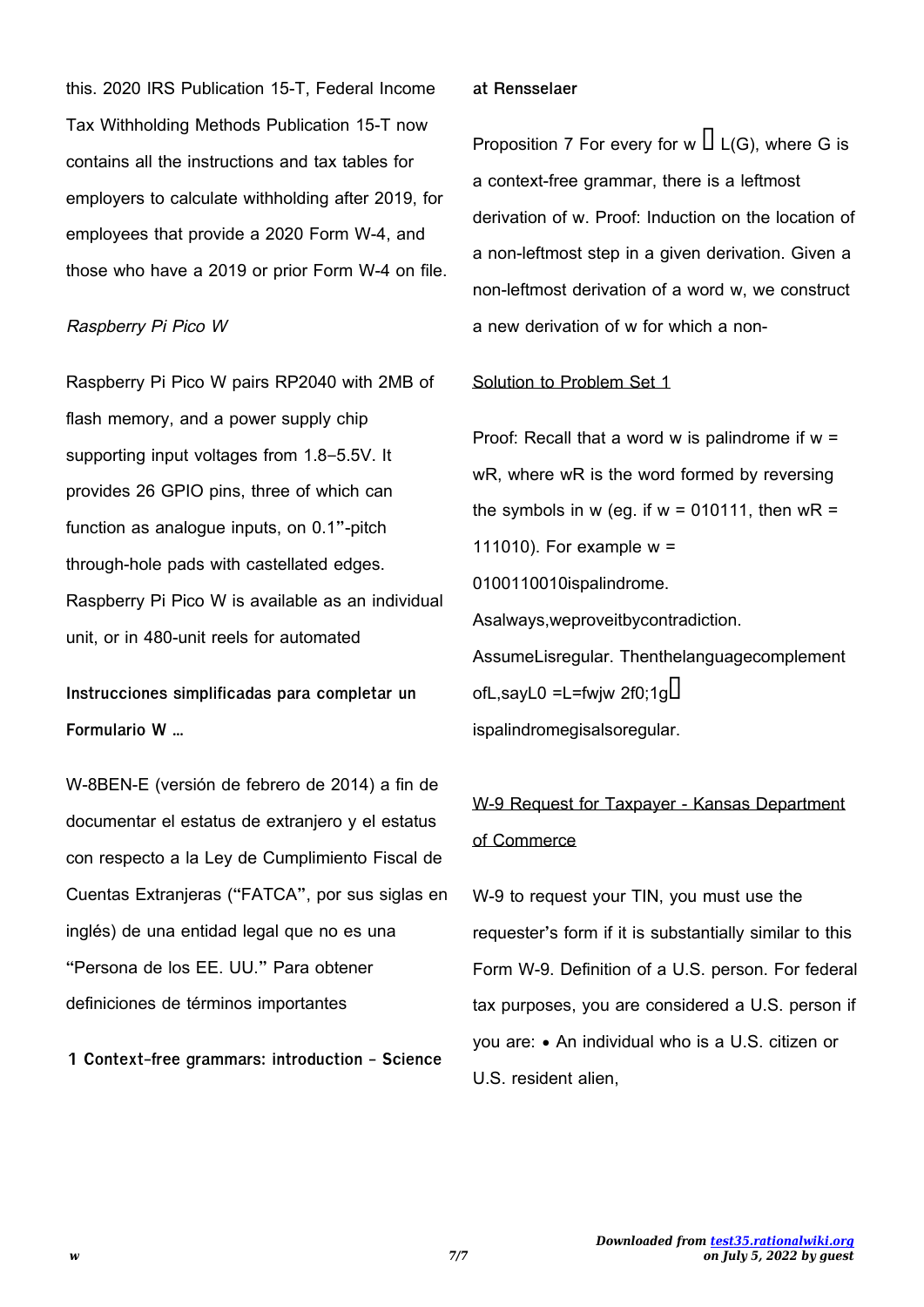this. 2020 IRS Publication 15-T, Federal Income Tax Withholding Methods Publication 15-T now contains all the instructions and tax tables for employers to calculate withholding after 2019, for employees that provide a 2020 Form W-4, and those who have a 2019 or prior Form W-4 on file.

*Raspberry Pi Pico W*

Raspberry Pi Pico W pairs RP2040 with 2MB of flash memory, and a power supply chip supporting input voltages from 1.8–5.5V. It provides 26 GPIO pins, three of which can function as analogue inputs, on 0.1"-pitch through-hole pads with castellated edges. Raspberry Pi Pico W is available as an individual unit, or in 480-unit reels for automated

**Instrucciones simplificadas para completar un Formulario W …**

W-8BEN-E (versión de febrero de 2014) a fin de documentar el estatus de extranjero y el estatus con respecto a la Ley de Cumplimiento Fiscal de Cuentas Extranjeras ("FATCA", por sus siglas en inglés) de una entidad legal que no es una "Persona de los EE. UU." Para obtener definiciones de términos importantes

**1 Context-free grammars: introduction - Science at Rensselaer**

Proposition 7 For every for w  L(G), where G is a context-free grammar, there is a leftmost derivation of w. Proof: Induction on the location of a non-leftmost step in a given derivation. Given a non-leftmost derivation of a word w, we construct a new derivation of w for which a non-

Solution to Problem Set 1

Proof: Recall that a word w is palindrome if w = wR, where wR is the word formed by reversing the symbols in w (eg. if w = 010111, then wR = 111010). For example w = 0100110010ispalindrome. Asalways,weproveitbycontradiction. AssumeLisregular. Thenthelanguagecomplement ofL,sayL0 =L=fwjw 2f0;1g ispalindromegisalsoregular.

W-9 Request for Taxpayer - Kansas Department of Commerce

W-9 to request your TIN, you must use the requester's form if it is substantially similar to this Form W-9. Definition of a U.S. person. For federal tax purposes, you are considered a U.S. person if you are: • An individual who is a U.S. citizen or U.S. resident alien,